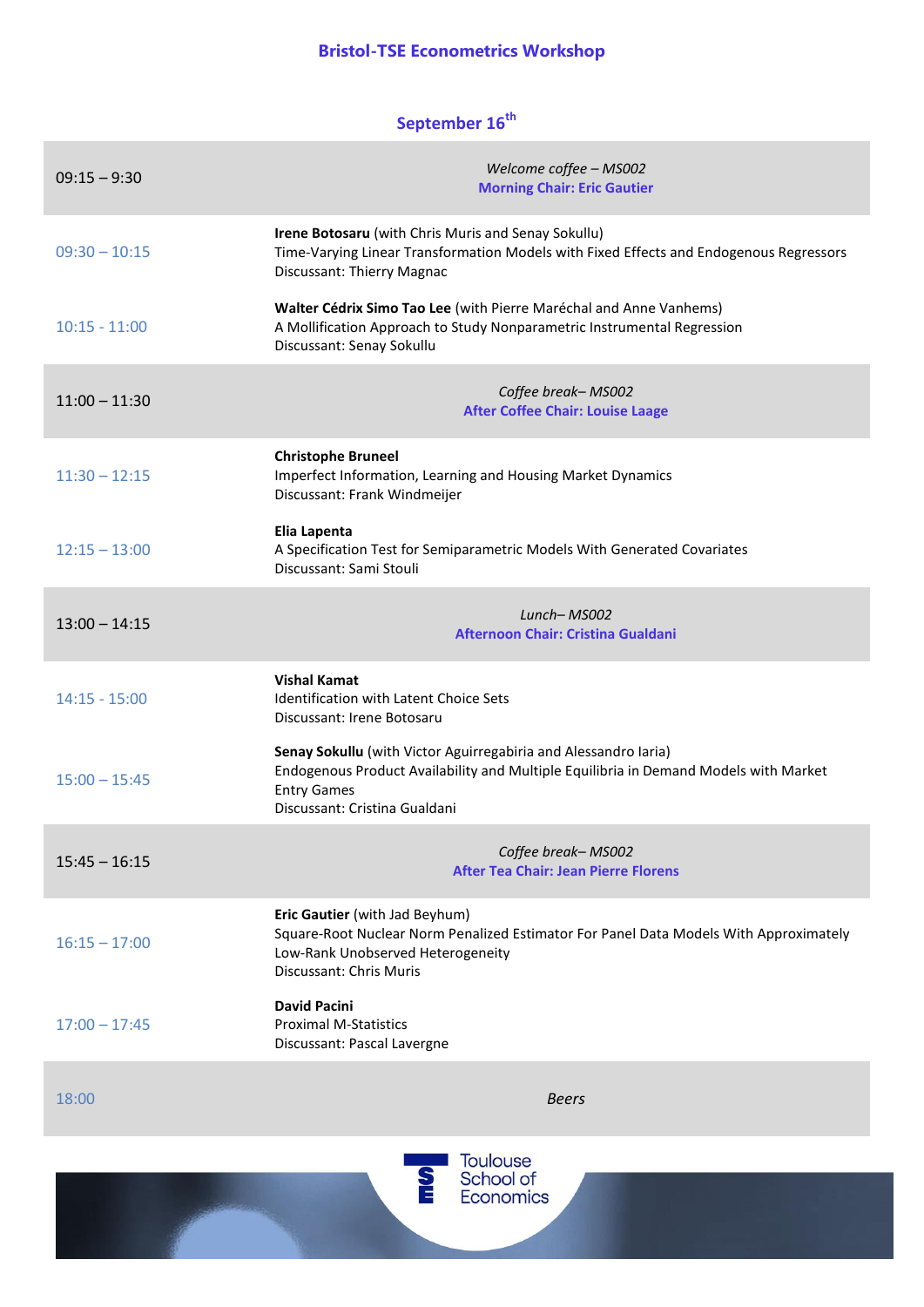# Bristol-TSE Econometrics Workshop

## September 16th

| Time | Session |
| --- | --- |
| 09:15 – 9:30 | *Welcome coffee – MS002*<br>**Morning Chair: Eric Gautier** |
| 09:30 – 10:15 | **Irene Botosaru** (with Chris Muris and Senay Sokullu)<br>Time-Varying Linear Transformation Models with Fixed Effects and Endogenous Regressors<br>Discussant: Thierry Magnac |
| 10:15 - 11:00 | **Walter Cédrix Simo Tao Lee** (with Pierre Maréchal and Anne Vanhems)<br>A Mollification Approach to Study Nonparametric Instrumental Regression<br>Discussant: Senay Sokullu |
| 11:00 – 11:30 | *Coffee break– MS002*<br>**After Coffee Chair: Louise Laage** |
| 11:30 – 12:15 | **Christophe Bruneel**<br>Imperfect Information, Learning and Housing Market Dynamics<br>Discussant: Frank Windmeijer |
| 12:15 – 13:00 | **Elia Lapenta**<br>A Specification Test for Semiparametric Models With Generated Covariates<br>Discussant: Sami Stouli |
| 13:00 – 14:15 | *Lunch– MS002*<br>**Afternoon Chair: Cristina Gualdani** |
| 14:15 - 15:00 | **Vishal Kamat**<br>Identification with Latent Choice Sets<br>Discussant: Irene Botosaru |
| 15:00 – 15:45 | **Senay Sokullu** (with Victor Aguirregabiria and Alessandro Iaria)<br>Endogenous Product Availability and Multiple Equilibria in Demand Models with Market Entry Games<br>Discussant: Cristina Gualdani |
| 15:45 – 16:15 | *Coffee break– MS002*<br>**After Tea Chair: Jean Pierre Florens** |
| 16:15 – 17:00 | **Eric Gautier** (with Jad Beyhum)<br>Square-Root Nuclear Norm Penalized Estimator For Panel Data Models With Approximately Low-Rank Unobserved Heterogeneity<br>Discussant: Chris Muris |
| 17:00 – 17:45 | **David Pacini**<br>Proximal M-Statistics<br>Discussant: Pascal Lavergne |
| 18:00 | *Beers* |

Toulouse School of Economics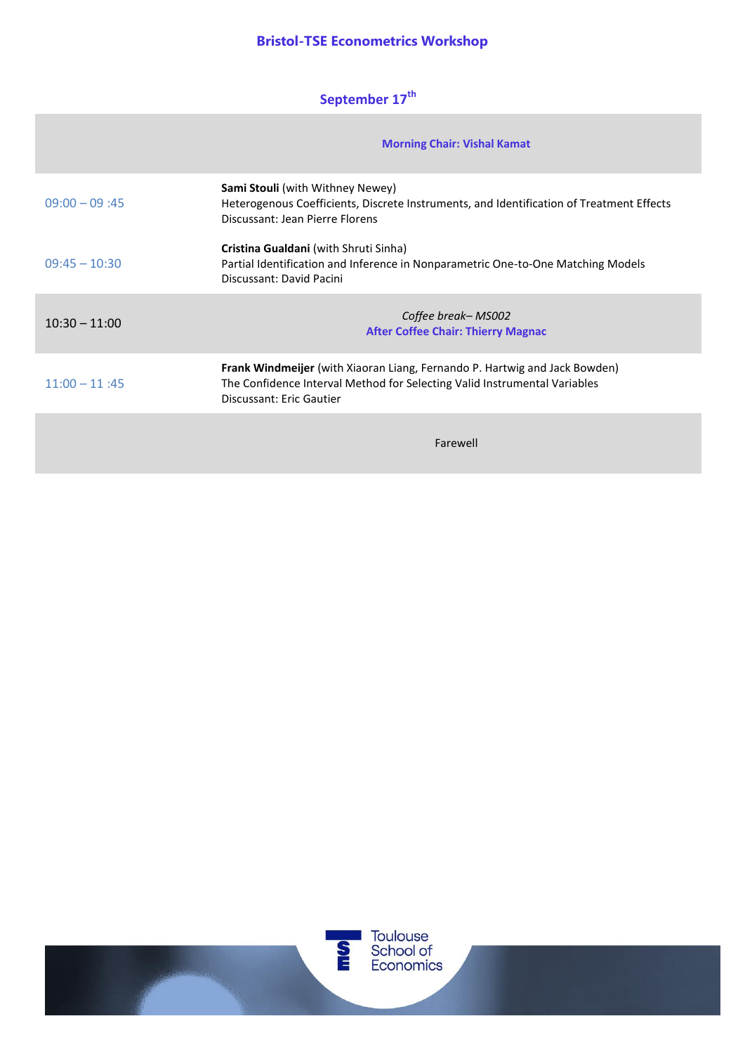## Bristol-TSE Econometrics Workshop

### September 17th

| | |
|---|---|
| | **Morning Chair: Vishal Kamat** |
| 09:00 – 09 :45 | **Sami Stouli** (with Withney Newey)<br>Heterogenous Coefficients, Discrete Instruments, and Identification of Treatment Effects<br>Discussant: Jean Pierre Florens |
| 09:45 – 10:30 | **Cristina Gualdani** (with Shruti Sinha)<br>Partial Identification and Inference in Nonparametric One-to-One Matching Models<br>Discussant: David Pacini |
| 10:30 – 11:00 | *Coffee break– MS002*<br>**After Coffee Chair: Thierry Magnac** |
| 11:00 – 11 :45 | **Frank Windmeijer** (with Xiaoran Liang, Fernando P. Hartwig and Jack Bowden)<br>The Confidence Interval Method for Selecting Valid Instrumental Variables<br>Discussant: Eric Gautier |
| | Farewell |